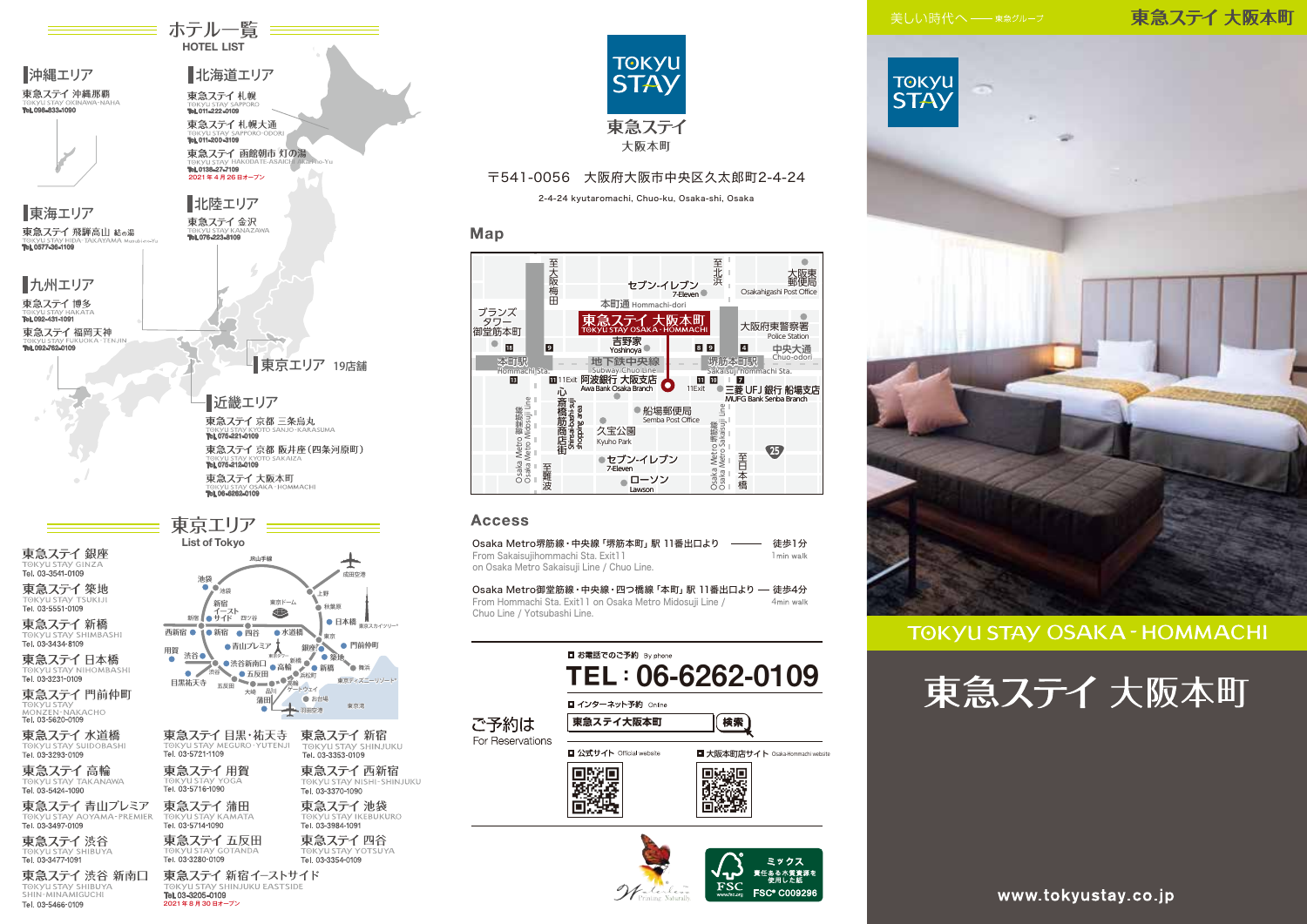# ホテル一覧
HOTEL LIST

## 沖縄エリア
東急ステイ 沖縄那覇
TOKYU STAY OKINAWA-NAHA
Tel. 098-833-1090

## 北海道エリア
東急ステイ 札幌
TOKYU STAY SAPPORO
Tel. 011-222-0109

東急ステイ 札幌大通
TOKYU STAY SAPPORO-ODORI
Tel. 011-200-3109

東急ステイ 函館朝市 灯の湯
TOKYU STAY HAKODATE-ASAICHI Akari-no-Yu
Tel. 0138-27-7109
2021年4月26日オープン

## 東海エリア
東急ステイ 飛騨高山 結の湯
TOKYU STAY HIDA-TAKAYAMA Musubi-no-Yu
Tel. 0577-36-1109

## 北陸エリア
東急ステイ 金沢
TOKYU STAY KANAZAWA
Tel. 076-223-8109

## 九州エリア
東急ステイ 博多
TOKYU STAY HAKATA
Tel. 092-431-1091

東急ステイ 福岡天神
TOKYU STAY FUKUOKA-TENJIN
Tel. 092-762-0109

## 東京エリア 19店舗

## 近畿エリア
東急ステイ 京都 三条烏丸
TOKYU STAY KYOTO SANJO-KARASUMA
Tel. 075-221-0109

東急ステイ 京都 両替町通
TOKYU STAY KYOTO SAKAIZA
Tel. 075-212-0109

東急ステイ 大阪本町
TOKYU STAY OSAKA-HOMMACHI
Tel. 06-6262-0109

# 東京エリア
List of Tokyo

東急ステイ 銀座
TOKYU STAY GINZA
Tel. 03-3541-0109

東急ステイ 築地
TOKYU STAY TSUKIJI
Tel. 03-5551-0109

東急ステイ 新橋
TOKYU STAY SHIMBASHI
Tel. 03-3434-8109

東急ステイ 日本橋
TOKYU STAY NIHOMBASHI
Tel. 03-3231-0109

東急ステイ 門前仲町
TOKYU STAY MONZEN-NAKACHO
Tel. 03-5620-0109

東急ステイ 水道橋
TOKYU STAY SUIDOBASHI
Tel. 03-3293-0109

東急ステイ 高輪
TOKYU STAY TAKANAWA
Tel. 03-5424-1090

東急ステイ 青山プレミア
TOKYU STAY AOYAMA-PREMIER
Tel. 03-3497-0109

東急ステイ 渋谷
TOKYU STAY SHIBUYA
Tel. 03-3477-1091

東急ステイ 渋谷 新南口
TOKYU STAY SHIBUYA SHIN-MINAMIGUCHI
Tel. 03-5466-0109

東急ステイ 目黒・祐天寺
TOKYU STAY MEGURO-YUTENJI
Tel. 03-5721-1109

東急ステイ 用賀
TOKYU STAY YOGA
Tel. 03-5716-1090

東急ステイ 蒲田
TOKYU STAY KAMATA
Tel. 03-5714-1090

東急ステイ 五反田
TOKYU STAY GOTANDA
Tel. 03-3280-0109

東急ステイ 新宿イーストサイド
TOKYU STAY SHINJUKU EASTSIDE
Tel. 03-3205-0109
2021年8月30日オープン

東急ステイ 新宿
TOKYU STAY SHINJUKU
Tel. 03-3353-0109

東急ステイ 西新宿
TOKYU STAY NISHI-SHINJUKU
Tel. 03-3370-1090

東急ステイ 池袋
TOKYU STAY IKEBUKURO
Tel. 03-3984-1091

東急ステイ 四谷
TOKYU STAY YOTSUYA
Tel. 03-3354-0109

---

TOKYU STAY
東急ステイ
大阪本町

〒541-0056 大阪府大阪市中央区久太郎町2-4-24
2-4-24 kyutaromachi, Chuo-ku, Osaka-shi, Osaka

## Map

## Access

Osaka Metro堺筋線・中央線「堺筋本町」駅 11番出口より —— 徒歩1分
From Sakaisujihommachi Sta. Exit11 on Osaka Metro Sakaisuji Line / Chuo Line. — 1min walk

Osaka Metro御堂筋線・中央線・四つ橋線「本町」駅 11番出口より — 徒歩4分
From Hommachi Sta. Exit11 on Osaka Metro Midosuji Line / Chuo Line / Yotsubashi Line. — 4min walk

ご予約は
For Reservations

お電話でのご予約 By phone
**TEL : 06-6262-0109**

インターネット予約 Online
東急ステイ大阪本町 検索

公式サイト Official website

大阪本町店サイト Osaka-Hommachi website

ミックス 責任ある木質資源を使用した紙
FSC® C009296

---

美しい時代へ —— 東急グループ

東急ステイ 大阪本町

TOKYU STAY OSAKA-HOMMACHI

# 東急ステイ 大阪本町

www.tokyustay.co.jp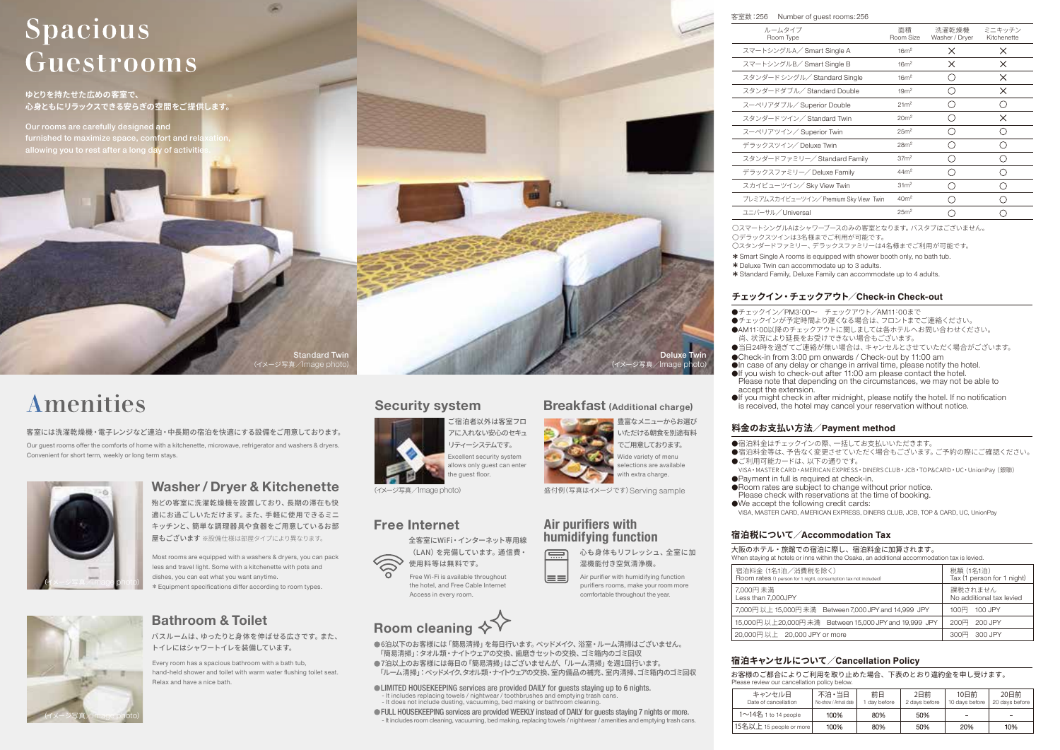# Spacious Guestrooms

ゆとりを持たせた広めの客室で、
心身ともにリラックスできる安らぎの空間をご提供します。

Our rooms are carefully designed and furnished to maximize space, comfort and relaxation, allowing you to rest after a long day of activities.

Standard Twin
(イメージ写真／Image photo)

Deluxe Twin
(イメージ写真／Image photo)

客室数：256　Number of guest rooms: 256

| ルームタイプ Room Type | 面積 Room Size | 洗濯乾燥機 Washer / Dryer | ミニキッチン Kitchenette |
|---|---|---|---|
| スマートシングルA／Smart Single A | 16m² | × | × |
| スマートシングルB／Smart Single B | 16m² | × | × |
| スタンダードシングル／Standard Single | 16m² | ○ | × |
| スタンダードダブル／Standard Double | 19m² | ○ | × |
| スーペリアダブル／Superior Double | 21m² | ○ | ○ |
| スタンダードツイン／Standard Twin | 20m² | ○ | × |
| スーペリアツイン／Superior Twin | 25m² | ○ | ○ |
| デラックスツイン／Deluxe Twin | 28m² | ○ | ○ |
| スタンダードファミリー／Standard Family | 37m² | ○ | ○ |
| デラックスファミリー／Deluxe Family | 44m² | ○ | ○ |
| スカイビューツイン／Sky View Twin | 31m² | ○ | ○ |
| プレミアムスカイビューツイン／Premium Sky View Twin | 40m² | ○ | ○ |
| ユニバーサル／Universal | 25m² | ○ | ○ |

○スマートシングルAはシャワーブースのみの客室となります。バスタブはございません。
○デラックスツインは3名様までご利用が可能です。
○スタンダードファミリー、デラックスファミリーは4名様までご利用が可能です。

＊Smart Single A rooms is equipped with shower booth only, no bath tub.
＊Deluxe Twin can accommodate up to 3 adults.
＊Standard Family, Deluxe Family can accommodate up to 4 adults.

# Amenities

客室には洗濯乾燥機・電子レンジなど連泊・中長期の宿泊を快適にする設備をご用意しております。

Our guest rooms offer the comforts of home with a kitchenette, microwave, refrigerator and washers & dryers. Convenient for short term, weekly or long term stays.

## Washer / Dryer & Kitchenette

殆どの客室に洗濯乾燥機を設置しており、長期の滞在も快適にお過ごしいただけます。また、手軽に使用できるミニキッチンと、簡単な調理器具や食器をご用意しているお部屋もございます ※設備仕様は部屋タイプにより異なります。

Most rooms are equipped with a washers & dryers, you can pack less and travel light. Some with a kitchenette with pots and dishes, you can eat what you want anytime.
＊Equipment specifications differ according to room types.

(イメージ写真／Image photo)

## Bathroom & Toilet

バスルームは、ゆったりと身体を伸ばせる広さです。また、トイレにはシャワートイレを装備しています。

Every room has a spacious bathroom with a bath tub, hand-held shower and toilet with warm water flushing toilet seat. Relax and have a nice bath.

(イメージ写真／Image photo)

## Security system

ご宿泊者以外は客室フロアに入れない安心のセキュリティーシステムです。

Excellent security system allows only guest can enter the guest floor.

(イメージ写真／Image photo)

## Breakfast (Additional charge)

豊富なメニューからお選びいただける朝食を別途有料でご用意しております。

Wide variety of menu selections are available with extra charge.

盛付例(写真はイメージです) Serving sample

## Free Internet

全客室にWiFi・インターネット専用線（LAN）を完備しています。通信費・使用料等は無料です。

Free Wi-Fi is available throughout the hotel, and Free Cable Internet Access in every room.

## Air purifiers with humidifying function

心も身体もリフレッシュ、全室に加湿機能付き空気清浄機。

Air purifier with humidifying function purifiers rooms, make your room more comfortable throughout the year.

## Room cleaning

●6泊以下のお客様には「簡易清掃」を毎日行います。ベッドメイク、浴室・ルーム清掃はございません。
「簡易清掃」：タオル類・ナイトウェアの交換、歯磨きセットの交換、ゴミ箱内のゴミ回収
●7泊以上のお客様には毎日の「簡易清掃」はございませんが、「ルーム清掃」を週1回行います。
「ルーム清掃」：ベッドメイク、タオル類・ナイトウェアの交換、室内備品の補充、室内清掃、ゴミ箱内のゴミ回収

●**LIMITED HOUSEKEEPING services are provided DAILY for guests staying up to 6 nights.**
- It includes replacing towels / nightwear / toothbrushes and emptying trash cans.
- It does not include dusting, vacuuming, bed making or bathroom cleaning.

●**FULL HOUSEKEEPING services are provided WEEKLY instead of DAILY for guests staying 7 nights or more.**
- It includes room cleaning, vacuuming, bed making, replacing towels / nightwear / amenities and emptying trash cans.

## チェックイン・チェックアウト／Check-in Check-out

●チェックイン／PM3:00～　チェックアウト／AM11:00まで
●チェックインが予定時間より遅くなる場合は、フロントまでご連絡ください。
●AM11:00以降のチェックアウトに関しましては各ホテルへお問い合わせください。
尚、状況により延長をお受けできない場合もございます。
●当日24時を過ぎてご連絡が無い場合は、キャンセルとさせていただく場合がございます。
●Check-in from 3:00 pm onwards / Check-out by 11:00 am
●In case of any delay or change in arrival time, please notify the hotel.
●If you wish to check-out after 11:00 am please contact the hotel.
Please note that depending on the circumstances, we may not be able to accept the extension.
●If you might check in after midnight, please notify the hotel. If no notification is received, the hotel may cancel your reservation without notice.

## 料金のお支払い方法／Payment method

●宿泊料金はチェックインの際、一括してお支払いいただきます。
●宿泊料金等は、予告なく変更させていただく場合もございます。ご予約の際にご確認ください。
●ご利用可能カードは、以下の通りです。
VISA・MASTER CARD・AMERICAN EXPRESS・DINERS CLUB・JCB・TOP&CARD・UC・UnionPay（銀聯）
●Payment in full is required at check-in.
●Room rates are subject to change without prior notice.
Please check with reservations at the time of booking.
●We accept the following credit cards:
VISA, MASTER CARD, AMERICAN EXPRESS, DINERS CLUB, JCB, TOP & CARD, UC, UnionPay

## 宿泊税について／Accommodation Tax

大阪のホテル・旅館での宿泊に際し、宿泊料金に加算されます。
When staying at hotels or inns within the Osaka, an additional accommodation tax is levied.

| 宿泊料金（1名1泊／消費税を除く） Room rates (1 person for 1 night, consumption tax not included) | 税額（1名1泊） Tax (1 person for 1 night) |
|---|---|
| 7,000円未満 Less than 7,000JPY | 課税されません No additional tax levied |
| 7,000円以上15,000円未満　Between 7,000 JPY and 14,999 JPY | 100円　100 JPY |
| 15,000円以上20,000円未満　Between 15,000 JPY and 19,999 JPY | 200円　200 JPY |
| 20,000円以上　20,000 JPY or more | 300円　300 JPY |

## 宿泊キャンセルについて／Cancellation Policy

お客様のご都合によりご利用を取り止めた場合、下表のとおり違約金を申し受けます。
Please review our cancellation policy below.

| キャンセル日 Date of cancellation | 不泊・当日 No-show / Arrival date | 前日 1 day before | 2日前 2 days before | 10日前 10 days before | 20日前 20 days before |
|---|---|---|---|---|---|
| 1～14名 1 to 14 people | 100% | 80% | 50% | － | － |
| 15名以上 15 people or more | 100% | 80% | 50% | 20% | 10% |